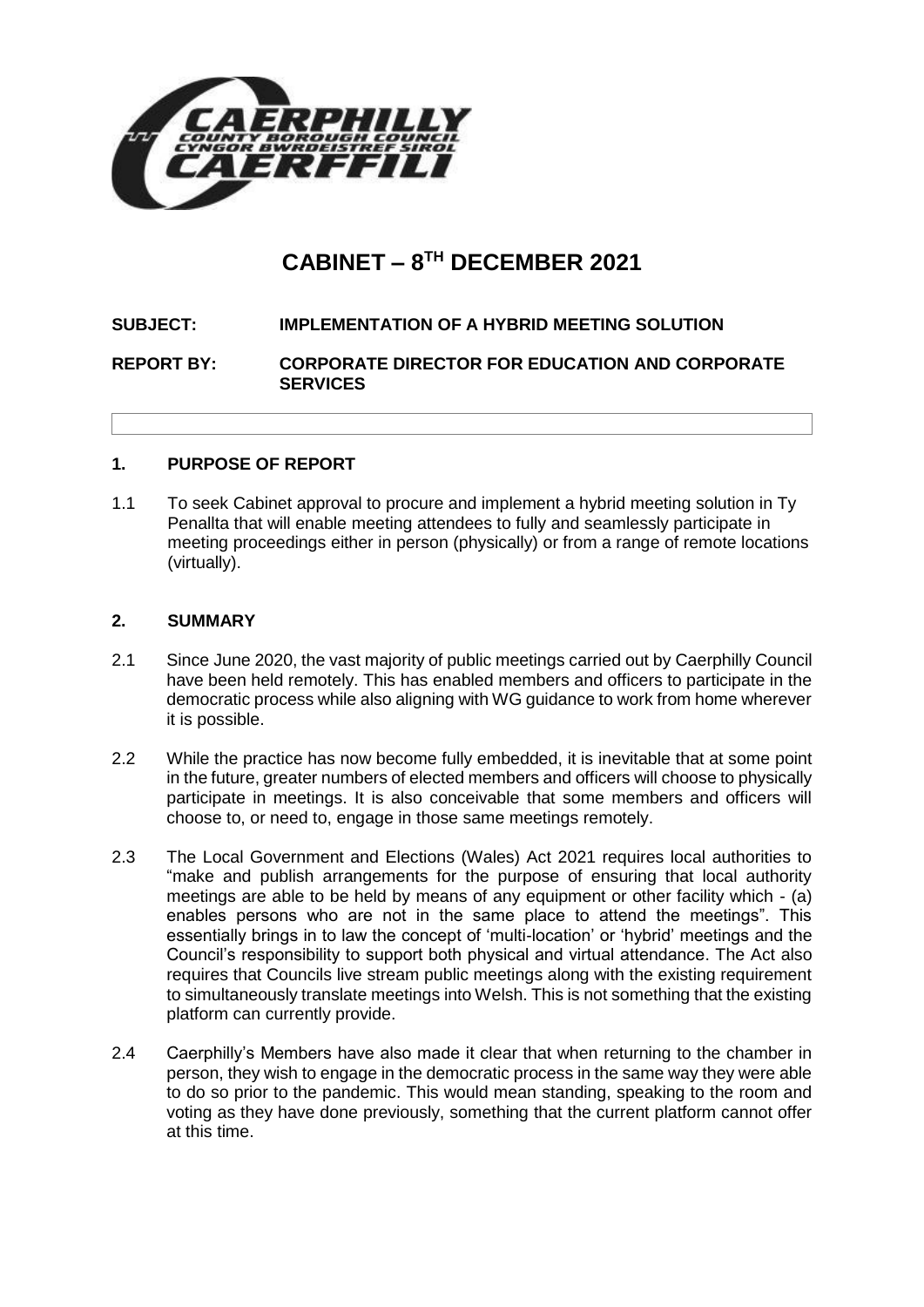# CABINET – 8TH DECEMBER 2021

**SUBJECT:** **IMPLEMENTATION OF A HYBRID MEETING SOLUTION**

**REPORT BY:** **CORPORATE DIRECTOR FOR EDUCATION AND CORPORATE SERVICES**

## 1. PURPOSE OF REPORT

1.1 To seek Cabinet approval to procure and implement a hybrid meeting solution in Ty Penallta that will enable meeting attendees to fully and seamlessly participate in meeting proceedings either in person (physically) or from a range of remote locations (virtually).

## 2. SUMMARY

2.1 Since June 2020, the vast majority of public meetings carried out by Caerphilly Council have been held remotely. This has enabled members and officers to participate in the democratic process while also aligning with WG guidance to work from home wherever it is possible.

2.2 While the practice has now become fully embedded, it is inevitable that at some point in the future, greater numbers of elected members and officers will choose to physically participate in meetings. It is also conceivable that some members and officers will choose to, or need to, engage in those same meetings remotely.

2.3 The Local Government and Elections (Wales) Act 2021 requires local authorities to "make and publish arrangements for the purpose of ensuring that local authority meetings are able to be held by means of any equipment or other facility which - (a) enables persons who are not in the same place to attend the meetings". This essentially brings in to law the concept of 'multi-location' or 'hybrid' meetings and the Council's responsibility to support both physical and virtual attendance. The Act also requires that Councils live stream public meetings along with the existing requirement to simultaneously translate meetings into Welsh. This is not something that the existing platform can currently provide.

2.4 Caerphilly's Members have also made it clear that when returning to the chamber in person, they wish to engage in the democratic process in the same way they were able to do so prior to the pandemic. This would mean standing, speaking to the room and voting as they have done previously, something that the current platform cannot offer at this time.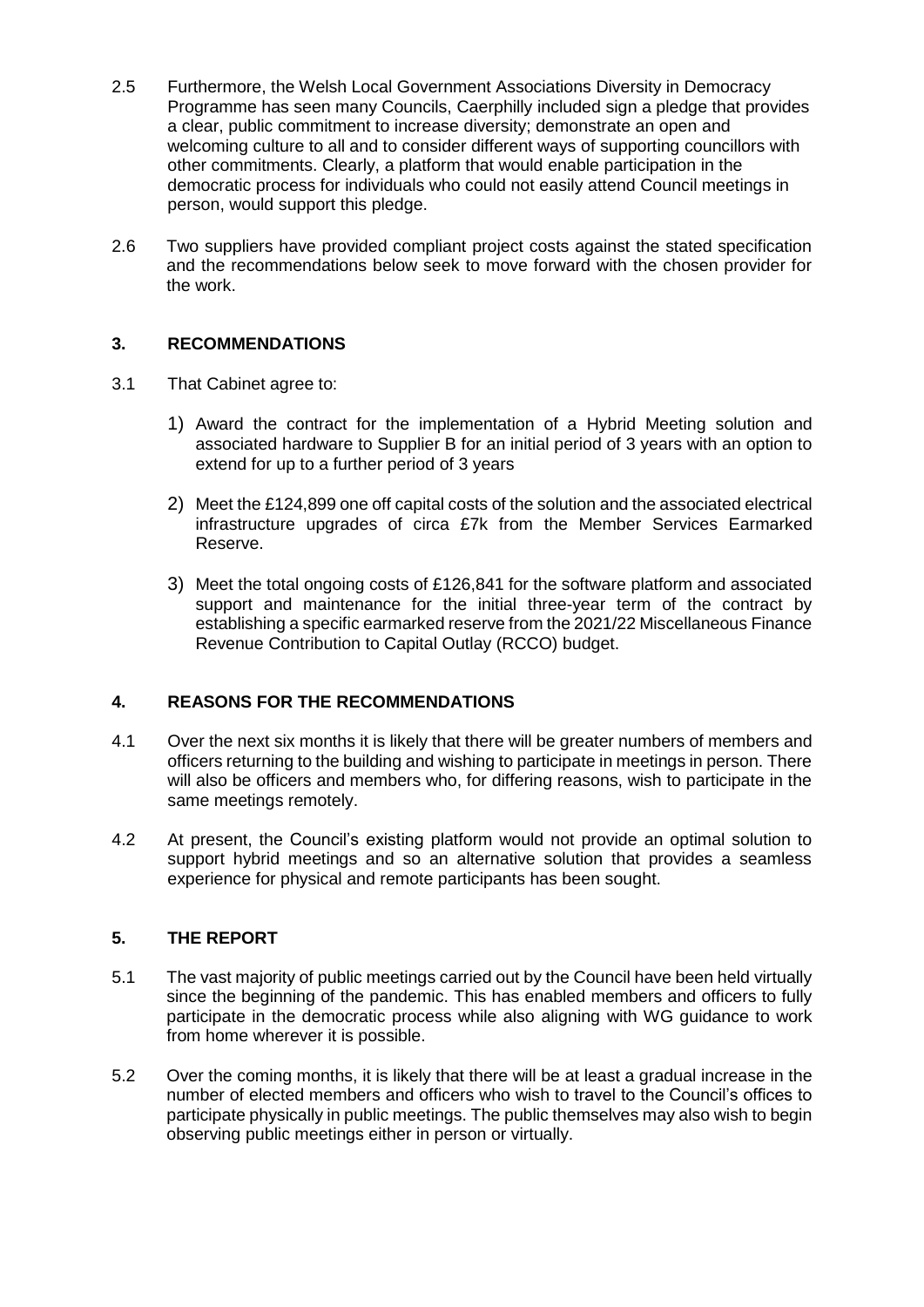2.5 Furthermore, the Welsh Local Government Associations Diversity in Democracy Programme has seen many Councils, Caerphilly included sign a pledge that provides a clear, public commitment to increase diversity; demonstrate an open and welcoming culture to all and to consider different ways of supporting councillors with other commitments. Clearly, a platform that would enable participation in the democratic process for individuals who could not easily attend Council meetings in person, would support this pledge.

2.6 Two suppliers have provided compliant project costs against the stated specification and the recommendations below seek to move forward with the chosen provider for the work.

## 3. RECOMMENDATIONS

3.1 That Cabinet agree to:

1) Award the contract for the implementation of a Hybrid Meeting solution and associated hardware to Supplier B for an initial period of 3 years with an option to extend for up to a further period of 3 years

2) Meet the £124,899 one off capital costs of the solution and the associated electrical infrastructure upgrades of circa £7k from the Member Services Earmarked Reserve.

3) Meet the total ongoing costs of £126,841 for the software platform and associated support and maintenance for the initial three-year term of the contract by establishing a specific earmarked reserve from the 2021/22 Miscellaneous Finance Revenue Contribution to Capital Outlay (RCCO) budget.

## 4. REASONS FOR THE RECOMMENDATIONS

4.1 Over the next six months it is likely that there will be greater numbers of members and officers returning to the building and wishing to participate in meetings in person. There will also be officers and members who, for differing reasons, wish to participate in the same meetings remotely.

4.2 At present, the Council's existing platform would not provide an optimal solution to support hybrid meetings and so an alternative solution that provides a seamless experience for physical and remote participants has been sought.

## 5. THE REPORT

5.1 The vast majority of public meetings carried out by the Council have been held virtually since the beginning of the pandemic. This has enabled members and officers to fully participate in the democratic process while also aligning with WG guidance to work from home wherever it is possible.

5.2 Over the coming months, it is likely that there will be at least a gradual increase in the number of elected members and officers who wish to travel to the Council's offices to participate physically in public meetings. The public themselves may also wish to begin observing public meetings either in person or virtually.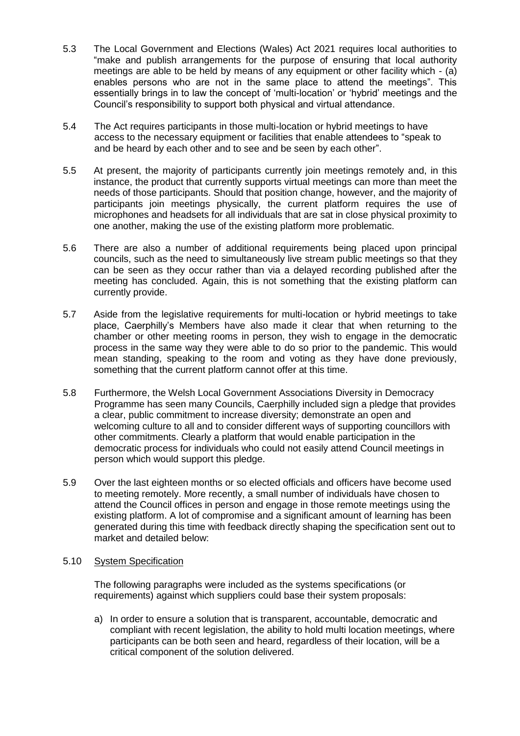5.3 The Local Government and Elections (Wales) Act 2021 requires local authorities to "make and publish arrangements for the purpose of ensuring that local authority meetings are able to be held by means of any equipment or other facility which - (a) enables persons who are not in the same place to attend the meetings". This essentially brings in to law the concept of 'multi-location' or 'hybrid' meetings and the Council's responsibility to support both physical and virtual attendance.

5.4 The Act requires participants in those multi-location or hybrid meetings to have access to the necessary equipment or facilities that enable attendees to "speak to and be heard by each other and to see and be seen by each other".

5.5 At present, the majority of participants currently join meetings remotely and, in this instance, the product that currently supports virtual meetings can more than meet the needs of those participants. Should that position change, however, and the majority of participants join meetings physically, the current platform requires the use of microphones and headsets for all individuals that are sat in close physical proximity to one another, making the use of the existing platform more problematic.

5.6 There are also a number of additional requirements being placed upon principal councils, such as the need to simultaneously live stream public meetings so that they can be seen as they occur rather than via a delayed recording published after the meeting has concluded. Again, this is not something that the existing platform can currently provide.

5.7 Aside from the legislative requirements for multi-location or hybrid meetings to take place, Caerphilly's Members have also made it clear that when returning to the chamber or other meeting rooms in person, they wish to engage in the democratic process in the same way they were able to do so prior to the pandemic. This would mean standing, speaking to the room and voting as they have done previously, something that the current platform cannot offer at this time.

5.8 Furthermore, the Welsh Local Government Associations Diversity in Democracy Programme has seen many Councils, Caerphilly included sign a pledge that provides a clear, public commitment to increase diversity; demonstrate an open and welcoming culture to all and to consider different ways of supporting councillors with other commitments. Clearly a platform that would enable participation in the democratic process for individuals who could not easily attend Council meetings in person which would support this pledge.

5.9 Over the last eighteen months or so elected officials and officers have become used to meeting remotely. More recently, a small number of individuals have chosen to attend the Council offices in person and engage in those remote meetings using the existing platform. A lot of compromise and a significant amount of learning has been generated during this time with feedback directly shaping the specification sent out to market and detailed below:

5.10 <u>System Specification</u>

The following paragraphs were included as the systems specifications (or requirements) against which suppliers could base their system proposals:

a) In order to ensure a solution that is transparent, accountable, democratic and compliant with recent legislation, the ability to hold multi location meetings, where participants can be both seen and heard, regardless of their location, will be a critical component of the solution delivered.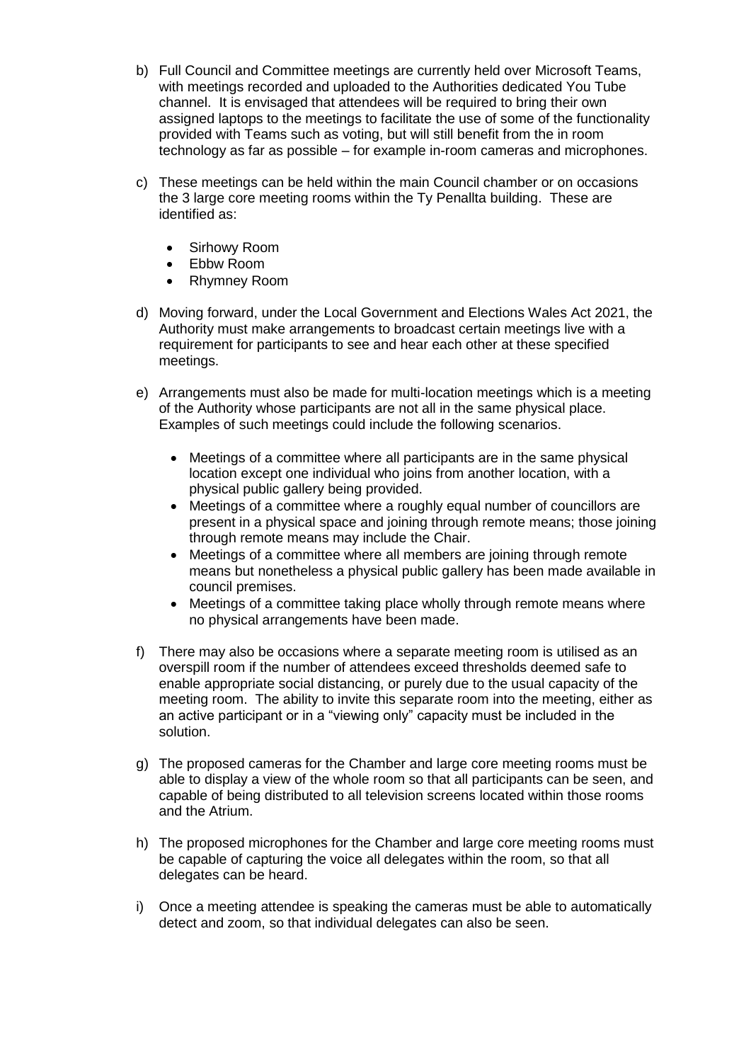b) Full Council and Committee meetings are currently held over Microsoft Teams, with meetings recorded and uploaded to the Authorities dedicated You Tube channel. It is envisaged that attendees will be required to bring their own assigned laptops to the meetings to facilitate the use of some of the functionality provided with Teams such as voting, but will still benefit from the in room technology as far as possible – for example in-room cameras and microphones.

c) These meetings can be held within the main Council chamber or on occasions the 3 large core meeting rooms within the Ty Penallta building. These are identified as:

   - Sirhowy Room
   - Ebbw Room
   - Rhymney Room

d) Moving forward, under the Local Government and Elections Wales Act 2021, the Authority must make arrangements to broadcast certain meetings live with a requirement for participants to see and hear each other at these specified meetings.

e) Arrangements must also be made for multi-location meetings which is a meeting of the Authority whose participants are not all in the same physical place. Examples of such meetings could include the following scenarios.

   - Meetings of a committee where all participants are in the same physical location except one individual who joins from another location, with a physical public gallery being provided.
   - Meetings of a committee where a roughly equal number of councillors are present in a physical space and joining through remote means; those joining through remote means may include the Chair.
   - Meetings of a committee where all members are joining through remote means but nonetheless a physical public gallery has been made available in council premises.
   - Meetings of a committee taking place wholly through remote means where no physical arrangements have been made.

f) There may also be occasions where a separate meeting room is utilised as an overspill room if the number of attendees exceed thresholds deemed safe to enable appropriate social distancing, or purely due to the usual capacity of the meeting room. The ability to invite this separate room into the meeting, either as an active participant or in a "viewing only" capacity must be included in the solution.

g) The proposed cameras for the Chamber and large core meeting rooms must be able to display a view of the whole room so that all participants can be seen, and capable of being distributed to all television screens located within those rooms and the Atrium.

h) The proposed microphones for the Chamber and large core meeting rooms must be capable of capturing the voice all delegates within the room, so that all delegates can be heard.

i) Once a meeting attendee is speaking the cameras must be able to automatically detect and zoom, so that individual delegates can also be seen.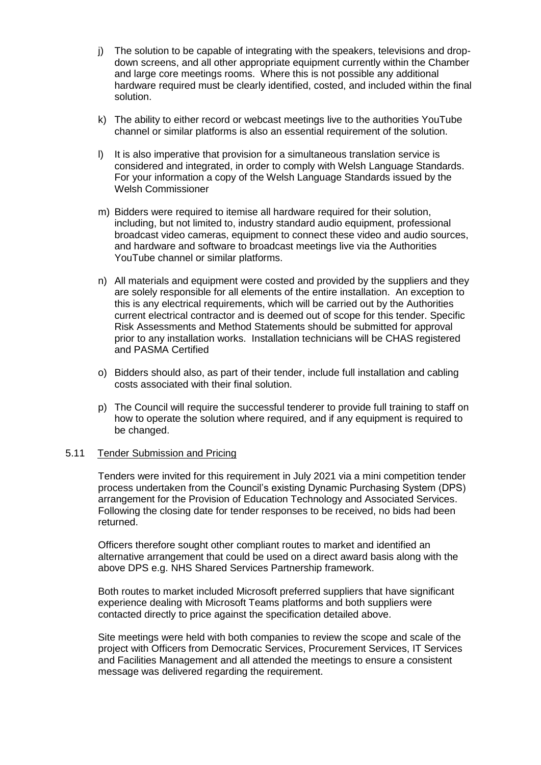j) The solution to be capable of integrating with the speakers, televisions and drop-down screens, and all other appropriate equipment currently within the Chamber and large core meetings rooms. Where this is not possible any additional hardware required must be clearly identified, costed, and included within the final solution.

k) The ability to either record or webcast meetings live to the authorities YouTube channel or similar platforms is also an essential requirement of the solution.

l) It is also imperative that provision for a simultaneous translation service is considered and integrated, in order to comply with Welsh Language Standards. For your information a copy of the Welsh Language Standards issued by the Welsh Commissioner

m) Bidders were required to itemise all hardware required for their solution, including, but not limited to, industry standard audio equipment, professional broadcast video cameras, equipment to connect these video and audio sources, and hardware and software to broadcast meetings live via the Authorities YouTube channel or similar platforms.

n) All materials and equipment were costed and provided by the suppliers and they are solely responsible for all elements of the entire installation. An exception to this is any electrical requirements, which will be carried out by the Authorities current electrical contractor and is deemed out of scope for this tender. Specific Risk Assessments and Method Statements should be submitted for approval prior to any installation works. Installation technicians will be CHAS registered and PASMA Certified

o) Bidders should also, as part of their tender, include full installation and cabling costs associated with their final solution.

p) The Council will require the successful tenderer to provide full training to staff on how to operate the solution where required, and if any equipment is required to be changed.

5.11 Tender Submission and Pricing

Tenders were invited for this requirement in July 2021 via a mini competition tender process undertaken from the Council's existing Dynamic Purchasing System (DPS) arrangement for the Provision of Education Technology and Associated Services. Following the closing date for tender responses to be received, no bids had been returned.

Officers therefore sought other compliant routes to market and identified an alternative arrangement that could be used on a direct award basis along with the above DPS e.g. NHS Shared Services Partnership framework.

Both routes to market included Microsoft preferred suppliers that have significant experience dealing with Microsoft Teams platforms and both suppliers were contacted directly to price against the specification detailed above.

Site meetings were held with both companies to review the scope and scale of the project with Officers from Democratic Services, Procurement Services, IT Services and Facilities Management and all attended the meetings to ensure a consistent message was delivered regarding the requirement.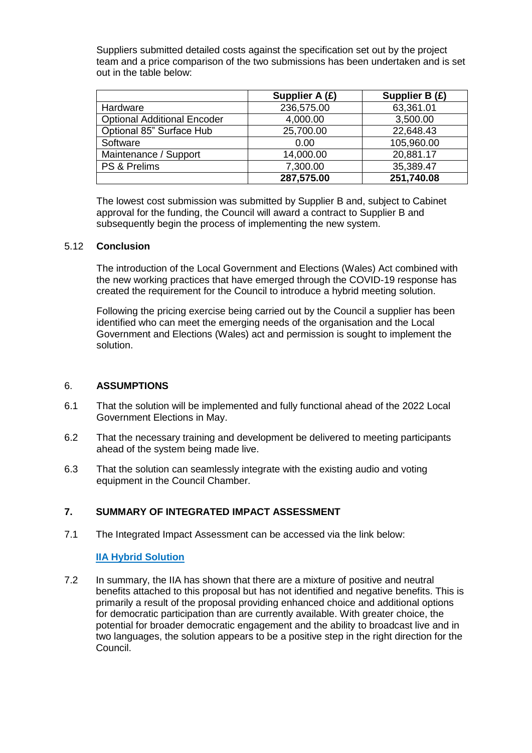Suppliers submitted detailed costs against the specification set out by the project team and a price comparison of the two submissions has been undertaken and is set out in the table below:

| | Supplier A (£) | Supplier B (£) |
|---|---|---|
| Hardware | 236,575.00 | 63,361.01 |
| Optional Additional Encoder | 4,000.00 | 3,500.00 |
| Optional 85" Surface Hub | 25,700.00 | 22,648.43 |
| Software | 0.00 | 105,960.00 |
| Maintenance / Support | 14,000.00 | 20,881.17 |
| PS & Prelims | 7,300.00 | 35,389.47 |
| | **287,575.00** | **251,740.08** |

The lowest cost submission was submitted by Supplier B and, subject to Cabinet approval for the funding, the Council will award a contract to Supplier B and subsequently begin the process of implementing the new system.

5.12 **Conclusion**

The introduction of the Local Government and Elections (Wales) Act combined with the new working practices that have emerged through the COVID-19 response has created the requirement for the Council to introduce a hybrid meeting solution.

Following the pricing exercise being carried out by the Council a supplier has been identified who can meet the emerging needs of the organisation and the Local Government and Elections (Wales) act and permission is sought to implement the solution.

## 6. **ASSUMPTIONS**

6.1 That the solution will be implemented and fully functional ahead of the 2022 Local Government Elections in May.

6.2 That the necessary training and development be delivered to meeting participants ahead of the system being made live.

6.3 That the solution can seamlessly integrate with the existing audio and voting equipment in the Council Chamber.

## 7. **SUMMARY OF INTEGRATED IMPACT ASSESSMENT**

7.1 The Integrated Impact Assessment can be accessed via the link below:

**IIA Hybrid Solution**

7.2 In summary, the IIA has shown that there are a mixture of positive and neutral benefits attached to this proposal but has not identified and negative benefits. This is primarily a result of the proposal providing enhanced choice and additional options for democratic participation than are currently available. With greater choice, the potential for broader democratic engagement and the ability to broadcast live and in two languages, the solution appears to be a positive step in the right direction for the Council.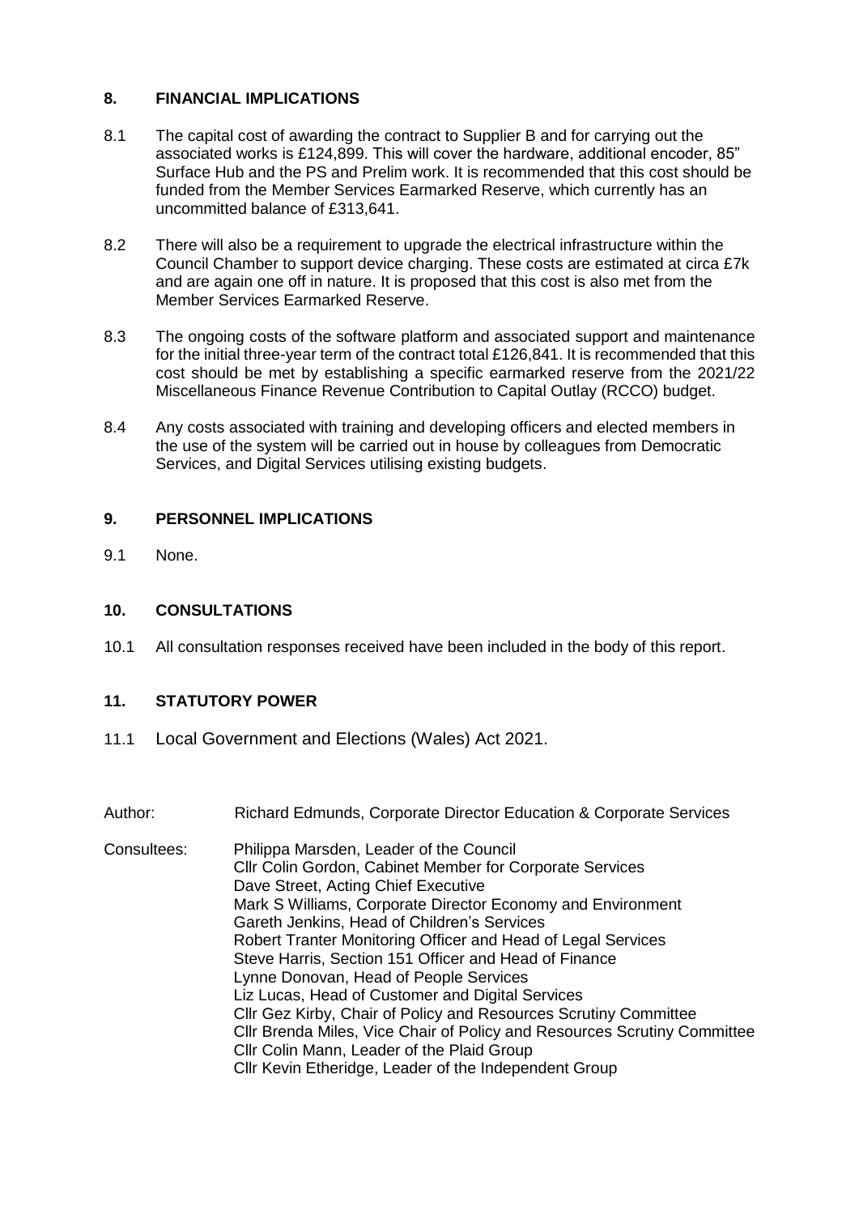## 8. FINANCIAL IMPLICATIONS

8.1 The capital cost of awarding the contract to Supplier B and for carrying out the associated works is £124,899. This will cover the hardware, additional encoder, 85" Surface Hub and the PS and Prelim work. It is recommended that this cost should be funded from the Member Services Earmarked Reserve, which currently has an uncommitted balance of £313,641.

8.2 There will also be a requirement to upgrade the electrical infrastructure within the Council Chamber to support device charging. These costs are estimated at circa £7k and are again one off in nature. It is proposed that this cost is also met from the Member Services Earmarked Reserve.

8.3 The ongoing costs of the software platform and associated support and maintenance for the initial three-year term of the contract total £126,841. It is recommended that this cost should be met by establishing a specific earmarked reserve from the 2021/22 Miscellaneous Finance Revenue Contribution to Capital Outlay (RCCO) budget.

8.4 Any costs associated with training and developing officers and elected members in the use of the system will be carried out in house by colleagues from Democratic Services, and Digital Services utilising existing budgets.

## 9. PERSONNEL IMPLICATIONS

9.1 None.

## 10. CONSULTATIONS

10.1 All consultation responses received have been included in the body of this report.

## 11. STATUTORY POWER

11.1 Local Government and Elections (Wales) Act 2021.

Author: Richard Edmunds, Corporate Director Education & Corporate Services

Consultees: Philippa Marsden, Leader of the Council
Cllr Colin Gordon, Cabinet Member for Corporate Services
Dave Street, Acting Chief Executive
Mark S Williams, Corporate Director Economy and Environment
Gareth Jenkins, Head of Children's Services
Robert Tranter Monitoring Officer and Head of Legal Services
Steve Harris, Section 151 Officer and Head of Finance
Lynne Donovan, Head of People Services
Liz Lucas, Head of Customer and Digital Services
Cllr Gez Kirby, Chair of Policy and Resources Scrutiny Committee
Cllr Brenda Miles, Vice Chair of Policy and Resources Scrutiny Committee
Cllr Colin Mann, Leader of the Plaid Group
Cllr Kevin Etheridge, Leader of the Independent Group